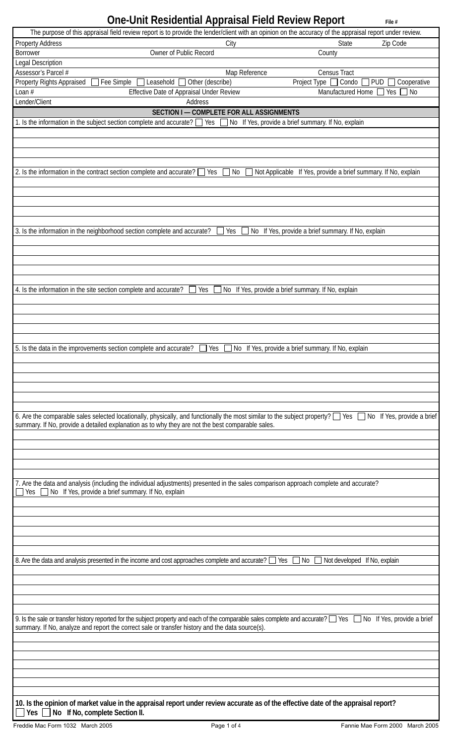# One-Unit Residential Appraisal Field Review Report

File #

The purpose of this appraisal field review report is to provide the lender/client with an opinion on the accuracy of the appraisal report under review.

| | | | |
|---|---|---|---|
| Property Address | City | State | Zip Code |
| Borrower | Owner of Public Record | County | |
| Legal Description | | | |
| Assessor's Parcel # | Map Reference | Census Tract | |
| Property Rights Appraised ☐ Fee Simple ☐ Leasehold ☐ Other (describe) | | Project Type ☐ Condo ☐ PUD ☐ Cooperative | |
| Loan # | Effective Date of Appraisal Under Review | Manufactured Home ☐ Yes ☐ No | |
| Lender/Client | Address | | |

## SECTION I — COMPLETE FOR ALL ASSIGNMENTS

1. Is the information in the subject section complete and accurate? ☐ Yes ☐ No If Yes, provide a brief summary. If No, explain

2. Is the information in the contract section complete and accurate? ☐ Yes ☐ No ☐ Not Applicable If Yes, provide a brief summary. If No, explain

3. Is the information in the neighborhood section complete and accurate? ☐ Yes ☐ No If Yes, provide a brief summary. If No, explain

4. Is the information in the site section complete and accurate? ☐ Yes ☐ No If Yes, provide a brief summary. If No, explain

5. Is the data in the improvements section complete and accurate? ☐ Yes ☐ No If Yes, provide a brief summary. If No, explain

6. Are the comparable sales selected locationally, physically, and functionally the most similar to the subject property? ☐ Yes ☐ No If Yes, provide a brief summary. If No, provide a detailed explanation as to why they are not the best comparable sales.

7. Are the data and analysis (including the individual adjustments) presented in the sales comparison approach complete and accurate? ☐ Yes ☐ No If Yes, provide a brief summary. If No, explain

8. Are the data and analysis presented in the income and cost approaches complete and accurate? ☐ Yes ☐ No ☐ Not developed If No, explain

9. Is the sale or transfer history reported for the subject property and each of the comparable sales complete and accurate? ☐ Yes ☐ No If Yes, provide a brief summary. If No, analyze and report the correct sale or transfer history and the data source(s).

**10. Is the opinion of market value in the appraisal report under review accurate as of the effective date of the appraisal report?**
**☐ Yes ☐ No If No, complete Section II.**

Freddie Mac Form 1032 March 2005 — Fannie Mae Form 2000 March 2005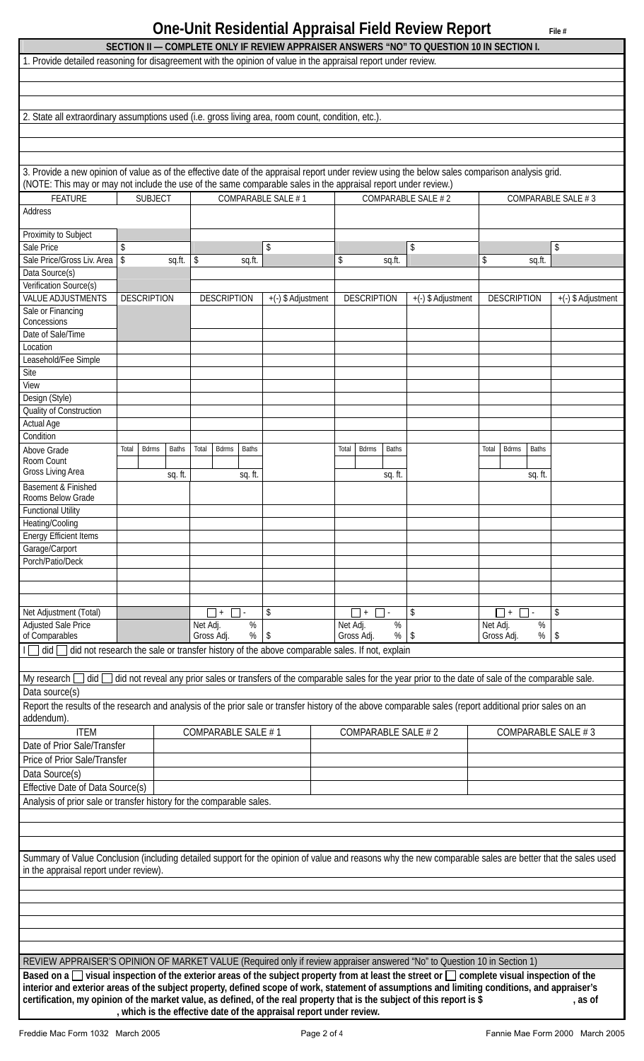# One-Unit Residential Appraisal Field Review Report

File #

## SECTION II — COMPLETE ONLY IF REVIEW APPRAISER ANSWERS "NO" TO QUESTION 10 IN SECTION I.

1. Provide detailed reasoning for disagreement with the opinion of value in the appraisal report under review.

2. State all extraordinary assumptions used (i.e. gross living area, room count, condition, etc.).

3. Provide a new opinion of value as of the effective date of the appraisal report under review using the below sales comparison analysis grid.
(NOTE: This may or may not include the use of the same comparable sales in the appraisal report under review.)

| FEATURE | SUBJECT | COMPARABLE SALE # 1 | | COMPARABLE SALE # 2 | | COMPARABLE SALE # 3 | |
|---|---|---|---|---|---|---|---|
| Address | | | | | | | |
| Proximity to Subject | | | | | | | |
| Sale Price | $ | | $ | | $ | | $ |
| Sale Price/Gross Liv. Area | $ sq.ft. | $ sq.ft. | | $ sq.ft. | | $ sq.ft. | |
| Data Source(s) | | | | | | | |
| Verification Source(s) | | | | | | | |
| VALUE ADJUSTMENTS | DESCRIPTION | DESCRIPTION | +(-) $ Adjustment | DESCRIPTION | +(-) $ Adjustment | DESCRIPTION | +(-) $ Adjustment |
| Sale or Financing Concessions | | | | | | | |
| Date of Sale/Time | | | | | | | |
| Location | | | | | | | |
| Leasehold/Fee Simple | | | | | | | |
| Site | | | | | | | |
| View | | | | | | | |
| Design (Style) | | | | | | | |
| Quality of Construction | | | | | | | |
| Actual Age | | | | | | | |
| Condition | | | | | | | |
| Above Grade Room Count | Total Bdrms Baths | Total Bdrms Baths | | Total Bdrms Baths | | Total Bdrms Baths | |
| Gross Living Area | sq. ft. | sq. ft. | | sq. ft. | | sq. ft. | |
| Basement & Finished Rooms Below Grade | | | | | | | |
| Functional Utility | | | | | | | |
| Heating/Cooling | | | | | | | |
| Energy Efficient Items | | | | | | | |
| Garage/Carport | | | | | | | |
| Porch/Patio/Deck | | | | | | | |
| | | | | | | | |
| | | | | | | | |
| | | | | | | | |
| Net Adjustment (Total) | | ☐ + ☐ - | $ | ☐ + ☐ - | $ | ☐ + ☐ - | $ |
| Adjusted Sale Price of Comparables | | Net Adj. % Gross Adj. % | $ | Net Adj. % Gross Adj. % | $ | Net Adj. % Gross Adj. % | $ |

I ☐ did ☐ did not research the sale or transfer history of the above comparable sales. If not, explain

My research ☐ did ☐ did not reveal any prior sales or transfers of the comparable sales for the year prior to the date of sale of the comparable sale.

Data source(s)

Report the results of the research and analysis of the prior sale or transfer history of the above comparable sales (report additional prior sales on an addendum).

| ITEM | COMPARABLE SALE # 1 | COMPARABLE SALE # 2 | COMPARABLE SALE # 3 |
|---|---|---|---|
| Date of Prior Sale/Transfer | | | |
| Price of Prior Sale/Transfer | | | |
| Data Source(s) | | | |
| Effective Date of Data Source(s) | | | |

Analysis of prior sale or transfer history for the comparable sales.

Summary of Value Conclusion (including detailed support for the opinion of value and reasons why the new comparable sales are better that the sales used in the appraisal report under review).

REVIEW APPRAISER'S OPINION OF MARKET VALUE (Required only if review appraiser answered "No" to Question 10 in Section 1)

**Based on a ☐ visual inspection of the exterior areas of the subject property from at least the street or ☐ complete visual inspection of the interior and exterior areas of the subject property, defined scope of work, statement of assumptions and limiting conditions, and appraiser's certification, my opinion of the market value, as defined, of the real property that is the subject of this report is $ , as of , which is the effective date of the appraisal report under review.**

Freddie Mac Form 1032 March 2005 Fannie Mae Form 2000 March 2005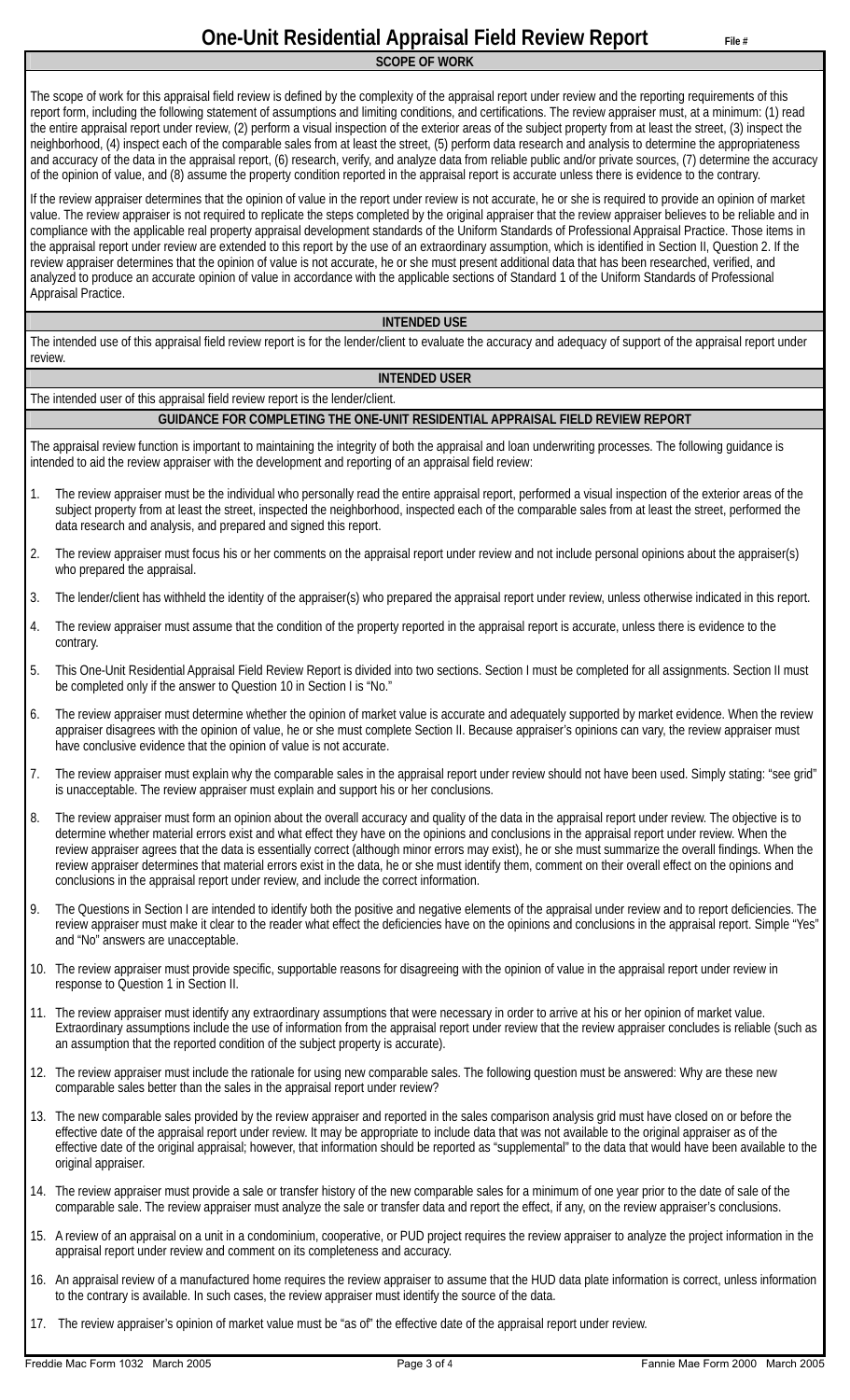# One-Unit Residential Appraisal Field Review Report

File #

## SCOPE OF WORK

The scope of work for this appraisal field review is defined by the complexity of the appraisal report under review and the reporting requirements of this report form, including the following statement of assumptions and limiting conditions, and certifications. The review appraiser must, at a minimum: (1) read the entire appraisal report under review, (2) perform a visual inspection of the exterior areas of the subject property from at least the street, (3) inspect the neighborhood, (4) inspect each of the comparable sales from at least the street, (5) perform data research and analysis to determine the appropriateness and accuracy of the data in the appraisal report, (6) research, verify, and analyze data from reliable public and/or private sources, (7) determine the accuracy of the opinion of value, and (8) assume the property condition reported in the appraisal report is accurate unless there is evidence to the contrary.

If the review appraiser determines that the opinion of value in the report under review is not accurate, he or she is required to provide an opinion of market value. The review appraiser is not required to replicate the steps completed by the original appraiser that the review appraiser believes to be reliable and in compliance with the applicable real property appraisal development standards of the Uniform Standards of Professional Appraisal Practice. Those items in the appraisal report under review are extended to this report by the use of an extraordinary assumption, which is identified in Section II, Question 2. If the review appraiser determines that the opinion of value is not accurate, he or she must present additional data that has been researched, verified, and analyzed to produce an accurate opinion of value in accordance with the applicable sections of Standard 1 of the Uniform Standards of Professional Appraisal Practice.

## INTENDED USE

The intended use of this appraisal field review report is for the lender/client to evaluate the accuracy and adequacy of support of the appraisal report under review.

## INTENDED USER

The intended user of this appraisal field review report is the lender/client.

## GUIDANCE FOR COMPLETING THE ONE-UNIT RESIDENTIAL APPRAISAL FIELD REVIEW REPORT

The appraisal review function is important to maintaining the integrity of both the appraisal and loan underwriting processes. The following guidance is intended to aid the review appraiser with the development and reporting of an appraisal field review:

1. The review appraiser must be the individual who personally read the entire appraisal report, performed a visual inspection of the exterior areas of the subject property from at least the street, inspected the neighborhood, inspected each of the comparable sales from at least the street, performed the data research and analysis, and prepared and signed this report.
2. The review appraiser must focus his or her comments on the appraisal report under review and not include personal opinions about the appraiser(s) who prepared the appraisal.
3. The lender/client has withheld the identity of the appraiser(s) who prepared the appraisal report under review, unless otherwise indicated in this report.
4. The review appraiser must assume that the condition of the property reported in the appraisal report is accurate, unless there is evidence to the contrary.
5. This One-Unit Residential Appraisal Field Review Report is divided into two sections. Section I must be completed for all assignments. Section II must be completed only if the answer to Question 10 in Section I is "No."
6. The review appraiser must determine whether the opinion of market value is accurate and adequately supported by market evidence. When the review appraiser disagrees with the opinion of value, he or she must complete Section II. Because appraiser's opinions can vary, the review appraiser must have conclusive evidence that the opinion of value is not accurate.
7. The review appraiser must explain why the comparable sales in the appraisal report under review should not have been used. Simply stating: "see grid" is unacceptable. The review appraiser must explain and support his or her conclusions.
8. The review appraiser must form an opinion about the overall accuracy and quality of the data in the appraisal report under review. The objective is to determine whether material errors exist and what effect they have on the opinions and conclusions in the appraisal report under review. When the review appraiser agrees that the data is essentially correct (although minor errors may exist), he or she must summarize the overall findings. When the review appraiser determines that material errors exist in the data, he or she must identify them, comment on their overall effect on the opinions and conclusions in the appraisal report under review, and include the correct information.
9. The Questions in Section I are intended to identify both the positive and negative elements of the appraisal under review and to report deficiencies. The review appraiser must make it clear to the reader what effect the deficiencies have on the opinions and conclusions in the appraisal report. Simple "Yes" and "No" answers are unacceptable.
10. The review appraiser must provide specific, supportable reasons for disagreeing with the opinion of value in the appraisal report under review in response to Question 1 in Section II.
11. The review appraiser must identify any extraordinary assumptions that were necessary in order to arrive at his or her opinion of market value. Extraordinary assumptions include the use of information from the appraisal report under review that the review appraiser concludes is reliable (such as an assumption that the reported condition of the subject property is accurate).
12. The review appraiser must include the rationale for using new comparable sales. The following question must be answered: Why are these new comparable sales better than the sales in the appraisal report under review?
13. The new comparable sales provided by the review appraiser and reported in the sales comparison analysis grid must have closed on or before the effective date of the appraisal report under review. It may be appropriate to include data that was not available to the original appraiser as of the effective date of the original appraisal; however, that information should be reported as "supplemental" to the data that would have been available to the original appraiser.
14. The review appraiser must provide a sale or transfer history of the new comparable sales for a minimum of one year prior to the date of sale of the comparable sale. The review appraiser must analyze the sale or transfer data and report the effect, if any, on the review appraiser's conclusions.
15. A review of an appraisal on a unit in a condominium, cooperative, or PUD project requires the review appraiser to analyze the project information in the appraisal report under review and comment on its completeness and accuracy.
16. An appraisal review of a manufactured home requires the review appraiser to assume that the HUD data plate information is correct, unless information to the contrary is available. In such cases, the review appraiser must identify the source of the data.
17. The review appraiser's opinion of market value must be "as of" the effective date of the appraisal report under review.

Freddie Mac Form 1032 March 2005 Fannie Mae Form 2000 March 2005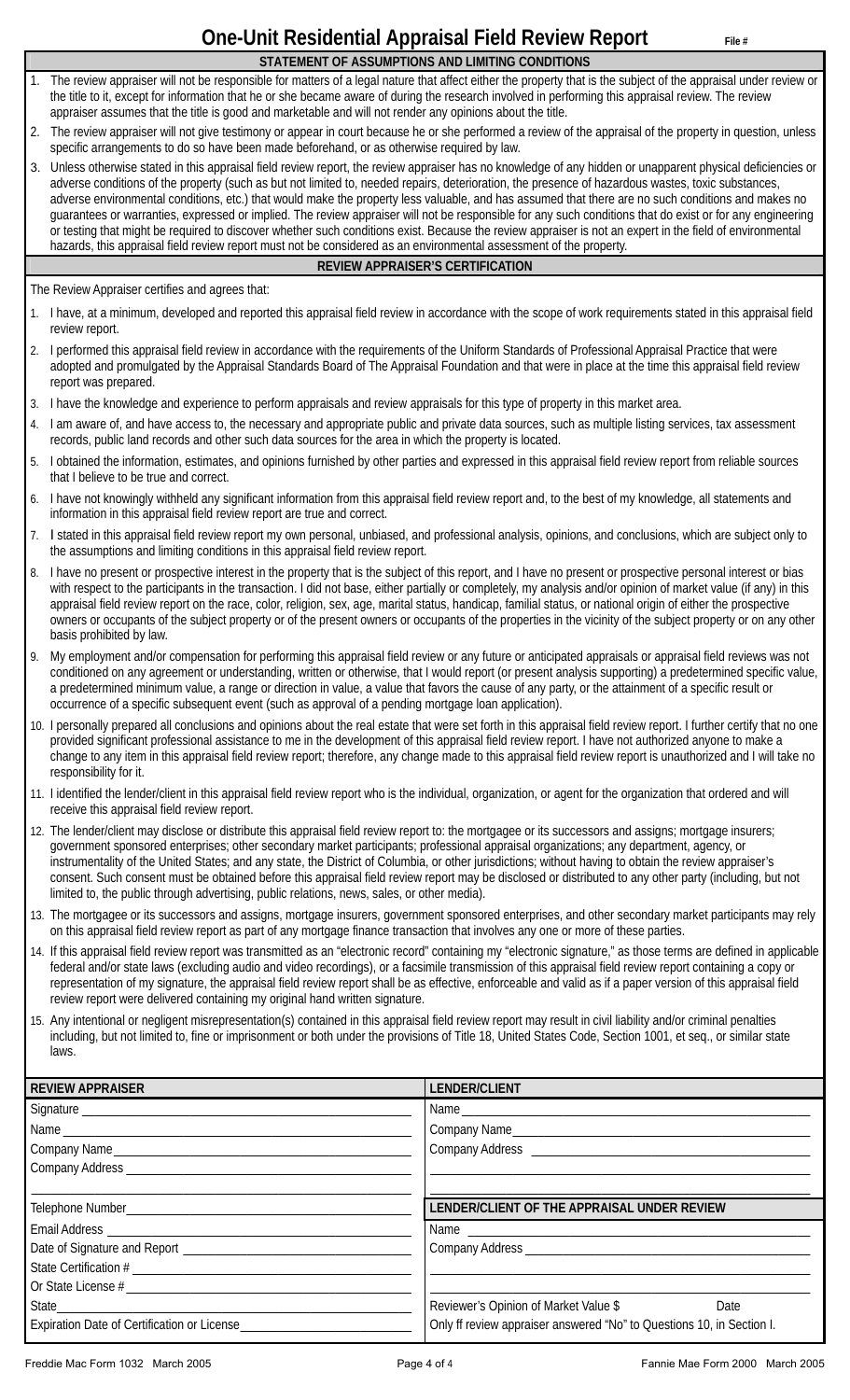# One-Unit Residential Appraisal Field Review Report

File #

## STATEMENT OF ASSUMPTIONS AND LIMITING CONDITIONS

1. The review appraiser will not be responsible for matters of a legal nature that affect either the property that is the subject of the appraisal under review or the title to it, except for information that he or she became aware of during the research involved in performing this appraisal review. The review appraiser assumes that the title is good and marketable and will not render any opinions about the title.
2. The review appraiser will not give testimony or appear in court because he or she performed a review of the appraisal of the property in question, unless specific arrangements to do so have been made beforehand, or as otherwise required by law.
3. Unless otherwise stated in this appraisal field review report, the review appraiser has no knowledge of any hidden or unapparent physical deficiencies or adverse conditions of the property (such as but not limited to, needed repairs, deterioration, the presence of hazardous wastes, toxic substances, adverse environmental conditions, etc.) that would make the property less valuable, and has assumed that there are no such conditions and makes no guarantees or warranties, expressed or implied. The review appraiser will not be responsible for any such conditions that do exist or for any engineering or testing that might be required to discover whether such conditions exist. Because the review appraiser is not an expert in the field of environmental hazards, this appraisal field review report must not be considered as an environmental assessment of the property.

## REVIEW APPRAISER'S CERTIFICATION

The Review Appraiser certifies and agrees that:

1. I have, at a minimum, developed and reported this appraisal field review in accordance with the scope of work requirements stated in this appraisal field review report.
2. I performed this appraisal field review in accordance with the requirements of the Uniform Standards of Professional Appraisal Practice that were adopted and promulgated by the Appraisal Standards Board of The Appraisal Foundation and that were in place at the time this appraisal field review report was prepared.
3. I have the knowledge and experience to perform appraisals and review appraisals for this type of property in this market area.
4. I am aware of, and have access to, the necessary and appropriate public and private data sources, such as multiple listing services, tax assessment records, public land records and other such data sources for the area in which the property is located.
5. I obtained the information, estimates, and opinions furnished by other parties and expressed in this appraisal field review report from reliable sources that I believe to be true and correct.
6. I have not knowingly withheld any significant information from this appraisal field review report and, to the best of my knowledge, all statements and information in this appraisal field review report are true and correct.
7. I stated in this appraisal field review report my own personal, unbiased, and professional analysis, opinions, and conclusions, which are subject only to the assumptions and limiting conditions in this appraisal field review report.
8. I have no present or prospective interest in the property that is the subject of this report, and I have no present or prospective personal interest or bias with respect to the participants in the transaction. I did not base, either partially or completely, my analysis and/or opinion of market value (if any) in this appraisal field review report on the race, color, religion, sex, age, marital status, handicap, familial status, or national origin of either the prospective owners or occupants of the subject property or of the present owners or occupants of the properties in the vicinity of the subject property or on any other basis prohibited by law.
9. My employment and/or compensation for performing this appraisal field review or any future or anticipated appraisals or appraisal field reviews was not conditioned on any agreement or understanding, written or otherwise, that I would report (or present analysis supporting) a predetermined specific value, a predetermined minimum value, a range or direction in value, a value that favors the cause of any party, or the attainment of a specific result or occurrence of a specific subsequent event (such as approval of a pending mortgage loan application).
10. I personally prepared all conclusions and opinions about the real estate that were set forth in this appraisal field review report. I further certify that no one provided significant professional assistance to me in the development of this appraisal field review report. I have not authorized anyone to make a change to any item in this appraisal field review report; therefore, any change made to this appraisal field review report is unauthorized and I will take no responsibility for it.
11. I identified the lender/client in this appraisal field review report who is the individual, organization, or agent for the organization that ordered and will receive this appraisal field review report.
12. The lender/client may disclose or distribute this appraisal field review report to: the mortgagee or its successors and assigns; mortgage insurers; government sponsored enterprises; other secondary market participants; professional appraisal organizations; any department, agency, or instrumentality of the United States; and any state, the District of Columbia, or other jurisdictions; without having to obtain the review appraiser's consent. Such consent must be obtained before this appraisal field review report may be disclosed or distributed to any other party (including, but not limited to, the public through advertising, public relations, news, sales, or other media).
13. The mortgagee or its successors and assigns, mortgage insurers, government sponsored enterprises, and other secondary market participants may rely on this appraisal field review report as part of any mortgage finance transaction that involves any one or more of these parties.
14. If this appraisal field review report was transmitted as an "electronic record" containing my "electronic signature," as those terms are defined in applicable federal and/or state laws (excluding audio and video recordings), or a facsimile transmission of this appraisal field review report containing a copy or representation of my signature, the appraisal field review report shall be as effective, enforceable and valid as if a paper version of this appraisal field review report were delivered containing my original hand written signature.
15. Any intentional or negligent misrepresentation(s) contained in this appraisal field review report may result in civil liability and/or criminal penalties including, but not limited to, fine or imprisonment or both under the provisions of Title 18, United States Code, Section 1001, et seq., or similar state laws.

| REVIEW APPRAISER | LENDER/CLIENT |
|---|---|
| Signature ____________ | Name ____________ |
| Name ____________ | Company Name ____________ |
| Company Name ____________ | Company Address ____________ |
| Company Address ____________ | ____________ |
| ____________ | ____________ |
| Telephone Number ____________ | **LENDER/CLIENT OF THE APPRAISAL UNDER REVIEW** |
| Email Address ____________ | Name ____________ |
| Date of Signature and Report ____________ | Company Address ____________ |
| State Certification # ____________ | ____________ |
| Or State License # ____________ | ____________ |
| State ____________ | Reviewer's Opinion of Market Value $ Date |
| Expiration Date of Certification or License ____________ | Only ff review appraiser answered "No" to Questions 10, in Section I. |

Freddie Mac Form 1032 March 2005 | Fannie Mae Form 2000 March 2005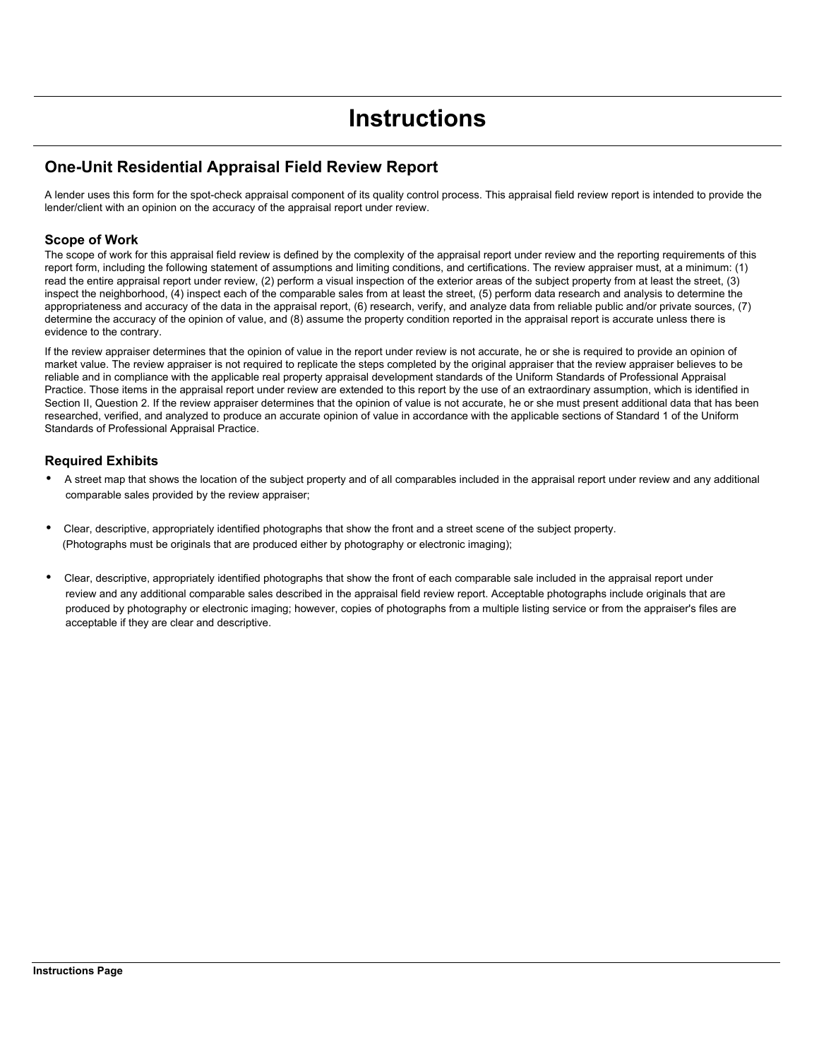# Instructions

## One-Unit Residential Appraisal Field Review Report

A lender uses this form for the spot-check appraisal component of its quality control process. This appraisal field review report is intended to provide the lender/client with an opinion on the accuracy of the appraisal report under review.

### Scope of Work

The scope of work for this appraisal field review is defined by the complexity of the appraisal report under review and the reporting requirements of this report form, including the following statement of assumptions and limiting conditions, and certifications. The review appraiser must, at a minimum: (1) read the entire appraisal report under review, (2) perform a visual inspection of the exterior areas of the subject property from at least the street, (3) inspect the neighborhood, (4) inspect each of the comparable sales from at least the street, (5) perform data research and analysis to determine the appropriateness and accuracy of the data in the appraisal report, (6) research, verify, and analyze data from reliable public and/or private sources, (7) determine the accuracy of the opinion of value, and (8) assume the property condition reported in the appraisal report is accurate unless there is evidence to the contrary.

If the review appraiser determines that the opinion of value in the report under review is not accurate, he or she is required to provide an opinion of market value. The review appraiser is not required to replicate the steps completed by the original appraiser that the review appraiser believes to be reliable and in compliance with the applicable real property appraisal development standards of the Uniform Standards of Professional Appraisal Practice. Those items in the appraisal report under review are extended to this report by the use of an extraordinary assumption, which is identified in Section II, Question 2. If the review appraiser determines that the opinion of value is not accurate, he or she must present additional data that has been researched, verified, and analyzed to produce an accurate opinion of value in accordance with the applicable sections of Standard 1 of the Uniform Standards of Professional Appraisal Practice.

### Required Exhibits

- A street map that shows the location of the subject property and of all comparables included in the appraisal report under review and any additional comparable sales provided by the review appraiser;
- Clear, descriptive, appropriately identified photographs that show the front and a street scene of the subject property. (Photographs must be originals that are produced either by photography or electronic imaging);
- Clear, descriptive, appropriately identified photographs that show the front of each comparable sale included in the appraisal report under review and any additional comparable sales described in the appraisal field review report. Acceptable photographs include originals that are produced by photography or electronic imaging; however, copies of photographs from a multiple listing service or from the appraiser's files are acceptable if they are clear and descriptive.